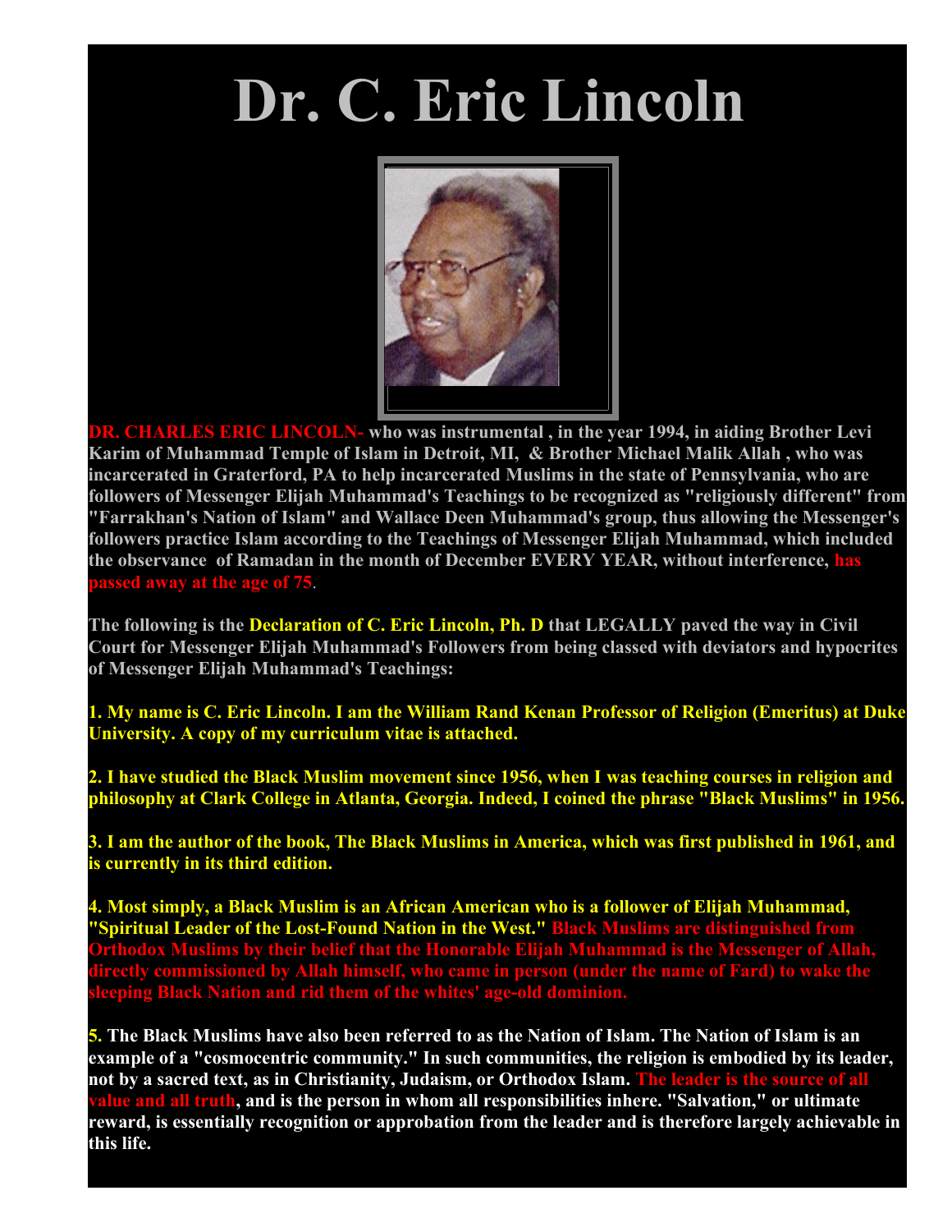# Dr. C. Eric Lincoln

**DR. CHARLES ERIC LINCOLN- who was instrumental , in the year 1994, in aiding Brother Levi Karim of Muhammad Temple of Islam in Detroit, MI, & Brother Michael Malik Allah , who was incarcerated in Graterford, PA to help incarcerated Muslims in the state of Pennsylvania, who are followers of Messenger Elijah Muhammad's Teachings to be recognized as "religiously different" from "Farrakhan's Nation of Islam" and Wallace Deen Muhammad's group, thus allowing the Messenger's followers practice Islam according to the Teachings of Messenger Elijah Muhammad, which included the observance of Ramadan in the month of December EVERY YEAR, without interference, has passed away at the age of 75.**

**The following is the Declaration of C. Eric Lincoln, Ph. D that LEGALLY paved the way in Civil Court for Messenger Elijah Muhammad's Followers from being classed with deviators and hypocrites of Messenger Elijah Muhammad's Teachings:**

**1. My name is C. Eric Lincoln. I am the William Rand Kenan Professor of Religion (Emeritus) at Duke University. A copy of my curriculum vitae is attached.**

**2. I have studied the Black Muslim movement since 1956, when I was teaching courses in religion and philosophy at Clark College in Atlanta, Georgia. Indeed, I coined the phrase "Black Muslims" in 1956.**

**3. I am the author of the book, The Black Muslims in America, which was first published in 1961, and is currently in its third edition.**

**4. Most simply, a Black Muslim is an African American who is a follower of Elijah Muhammad, "Spiritual Leader of the Lost-Found Nation in the West." Black Muslims are distinguished from Orthodox Muslims by their belief that the Honorable Elijah Muhammad is the Messenger of Allah, directly commissioned by Allah himself, who came in person (under the name of Fard) to wake the sleeping Black Nation and rid them of the whites' age-old dominion.**

**5. The Black Muslims have also been referred to as the Nation of Islam. The Nation of Islam is an example of a "cosmocentric community." In such communities, the religion is embodied by its leader, not by a sacred text, as in Christianity, Judaism, or Orthodox Islam. The leader is the source of all value and all truth, and is the person in whom all responsibilities inhere. "Salvation," or ultimate reward, is essentially recognition or approbation from the leader and is therefore largely achievable in this life.**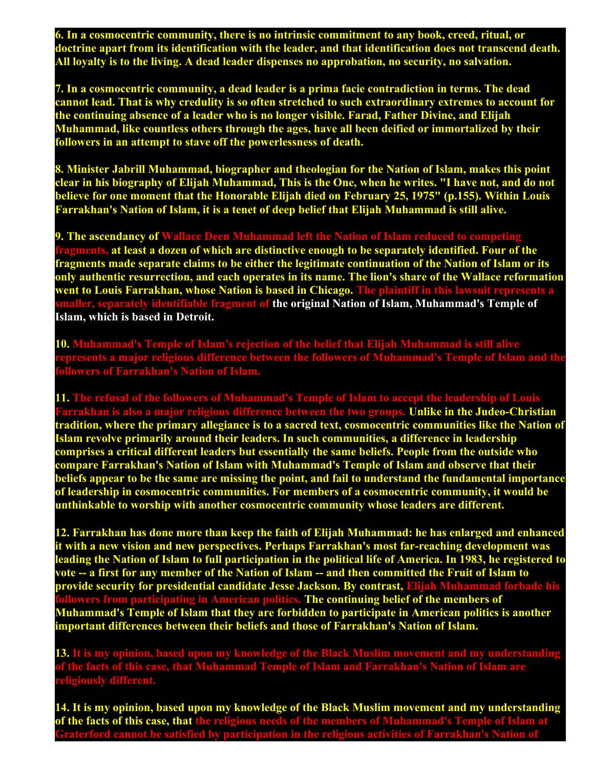**6. In a cosmocentric community, there is no intrinsic commitment to any book, creed, ritual, or doctrine apart from its identification with the leader, and that identification does not transcend death. All loyalty is to the living. A dead leader dispenses no approbation, no security, no salvation.**

**7. In a cosmocentric community, a dead leader is a prima facie contradiction in terms. The dead cannot lead. That is why credulity is so often stretched to such extraordinary extremes to account for the continuing absence of a leader who is no longer visible. Farad, Father Divine, and Elijah Muhammad, like countless others through the ages, have all been deified or immortalized by their followers in an attempt to stave off the powerlessness of death.**

**8. Minister Jabrill Muhammad, biographer and theologian for the Nation of Islam, makes this point clear in his biography of Elijah Muhammad, This is the One, when he writes. "I have not, and do not believe for one moment that the Honorable Elijah died on February 25, 1975" (p.155). Within Louis Farrakhan's Nation of Islam, it is a tenet of deep belief that Elijah Muhammad is still alive.**

**9. The ascendancy of Wallace Deen Muhammad left the Nation of Islam reduced to competing fragments, at least a dozen of which are distinctive enough to be separately identified. Four of the fragments made separate claims to be either the legitimate continuation of the Nation of Islam or its only authentic resurrection, and each operates in its name. The lion's share of the Wallace reformation went to Louis Farrakhan, whose Nation is based in Chicago. The plaintiff in this lawsuit represents a smaller, separately identifiable fragment of the original Nation of Islam, Muhammad's Temple of Islam, which is based in Detroit.**

**10. Muhammad's Temple of Islam's rejection of the belief that Elijah Muhammad is still alive represents a major religious difference between the followers of Muhammad's Temple of Islam and the followers of Farrakhan's Nation of Islam.**

**11. The refusal of the followers of Muhammad's Temple of Islam to accept the leadership of Louis Farrakhan is also a major religious difference between the two groups. Unlike in the Judeo-Christian tradition, where the primary allegiance is to a sacred text, cosmocentric communities like the Nation of Islam revolve primarily around their leaders. In such communities, a difference in leadership comprises a critical different leaders but essentially the same beliefs. People from the outside who compare Farrakhan's Nation of Islam with Muhammad's Temple of Islam and observe that their beliefs appear to be the same are missing the point, and fail to understand the fundamental importance of leadership in cosmocentric communities. For members of a cosmocentric community, it would be unthinkable to worship with another cosmocentric community whose leaders are different.**

**12. Farrakhan has done more than keep the faith of Elijah Muhammad: he has enlarged and enhanced it with a new vision and new perspectives. Perhaps Farrakhan's most far-reaching development was leading the Nation of Islam to full participation in the political life of America. In 1983, he registered to vote -- a first for any member of the Nation of Islam -- and then committed the Fruit of Islam to provide security for presidential candidate Jesse Jackson. By contrast, Elijah Muhammad forbade his followers from participating in American politics. The continuing belief of the members of Muhammad's Temple of Islam that they are forbidden to participate in American politics is another important differences between their beliefs and those of Farrakhan's Nation of Islam.**

**13. It is my opinion, based upon my knowledge of the Black Muslim movement and my understanding of the facts of this case, that Muhammad Temple of Islam and Farrakhan's Nation of Islam are religiously different.**

**14. It is my opinion, based upon my knowledge of the Black Muslim movement and my understanding of the facts of this case, that the religious needs of the members of Muhammad's Temple of Islam at Graterford cannot be satisfied by participation in the religious activities of Farrakhan's Nation of**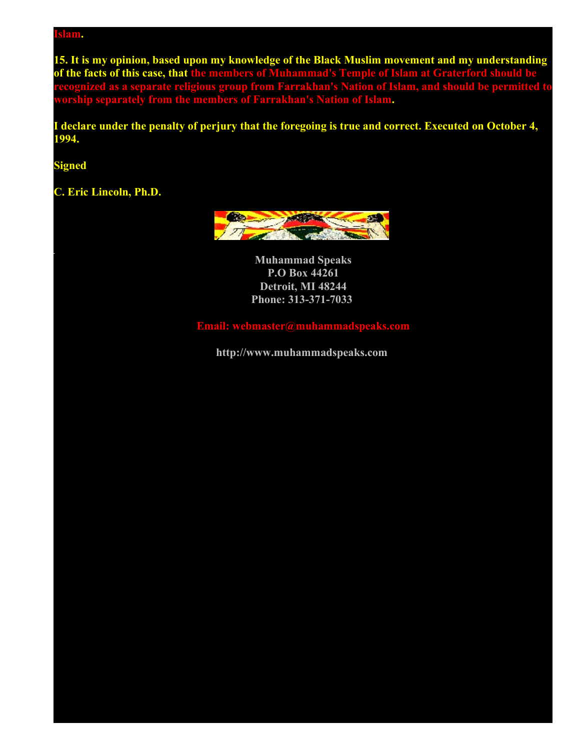**Islam.**

**15. It is my opinion, based upon my knowledge of the Black Muslim movement and my understanding of the facts of this case, that the members of Muhammad's Temple of Islam at Graterford should be recognized as a separate religious group from Farrakhan's Nation of Islam, and should be permitted to worship separately from the members of Farrakhan's Nation of Islam.**

**I declare under the penalty of perjury that the foregoing is true and correct. Executed on October 4, 1994.**

**Signed**

**C. Eric Lincoln, Ph.D.**

**Muhammad Speaks**
**P.O Box 44261**
**Detroit, MI 48244**
**Phone: 313-371-7033**

**Email: webmaster@muhammadspeaks.com**

**http://www.muhammadspeaks.com**